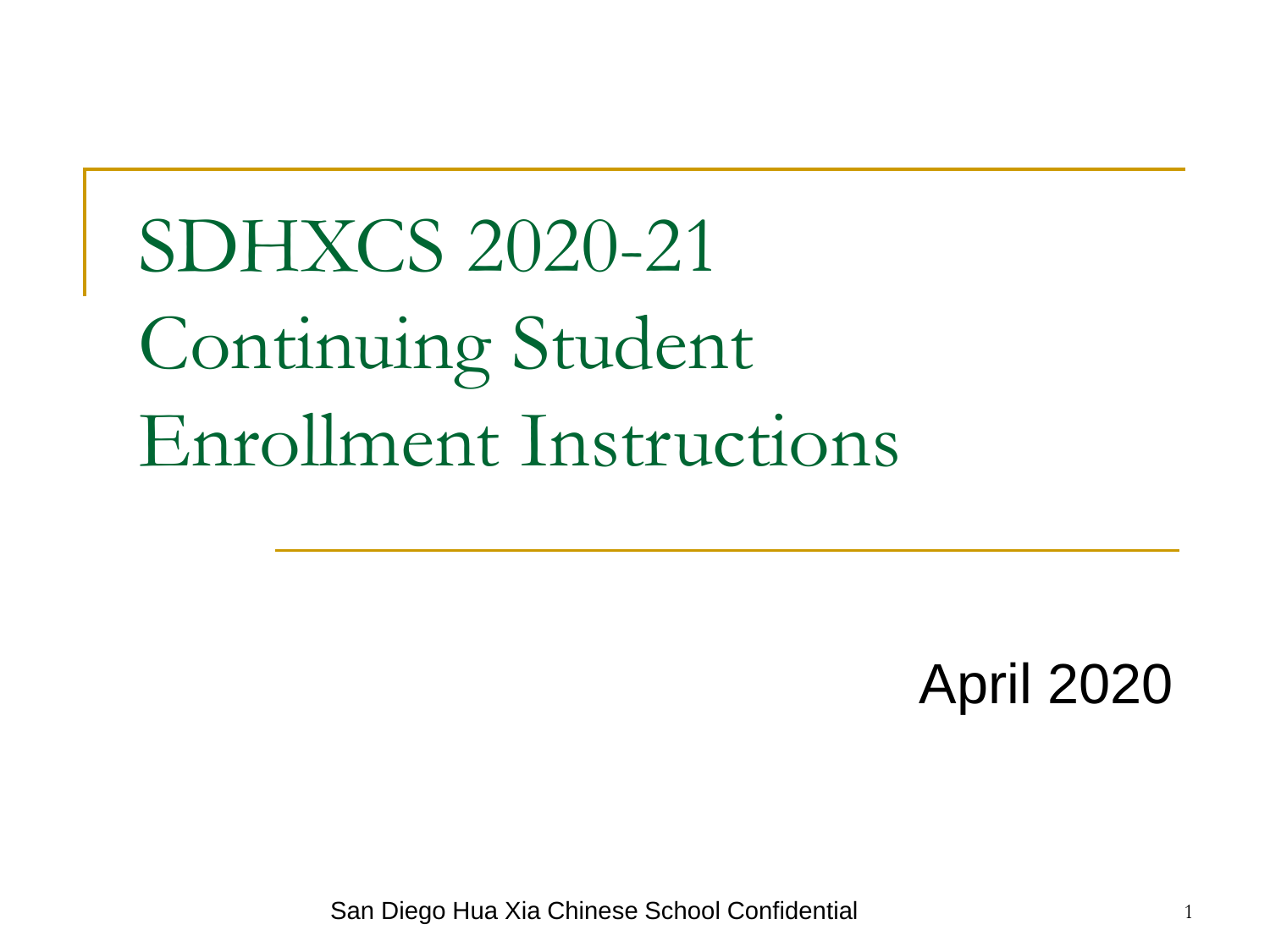# SDHXCS 2020-21 Continuing Student Enrollment Instructions

April 2020

San Diego Hua Xia Chinese School Confidential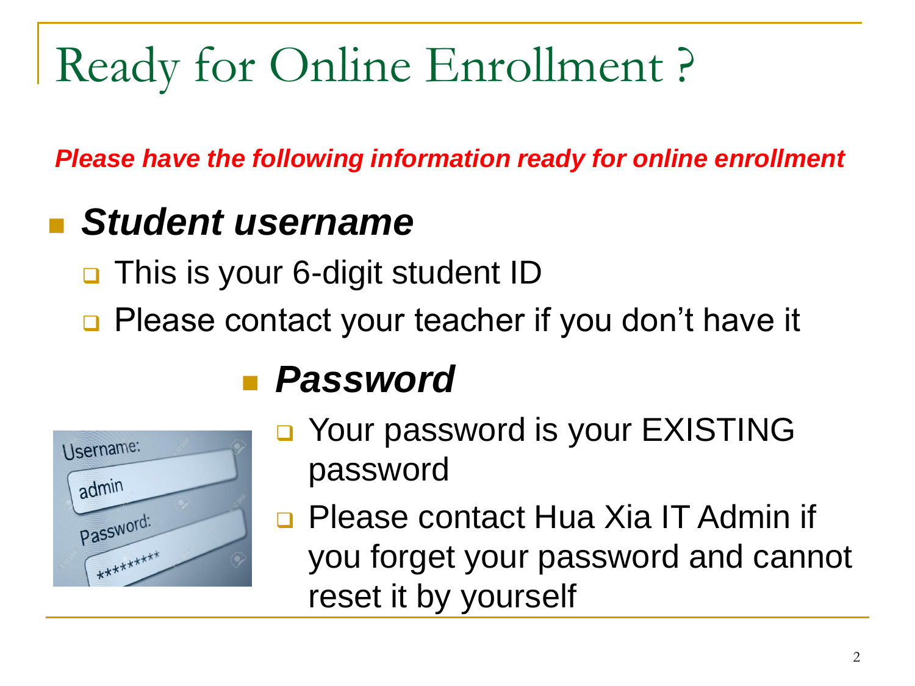# Ready for Online Enrollment ?

***Please have the following information ready for online enrollment***

- ***Student username***
  - This is your 6-digit student ID
  - Please contact your teacher if you don't have it
- ***Password***
  - Your password is your EXISTING password
  - Please contact Hua Xia IT Admin if you forget your password and cannot reset it by yourself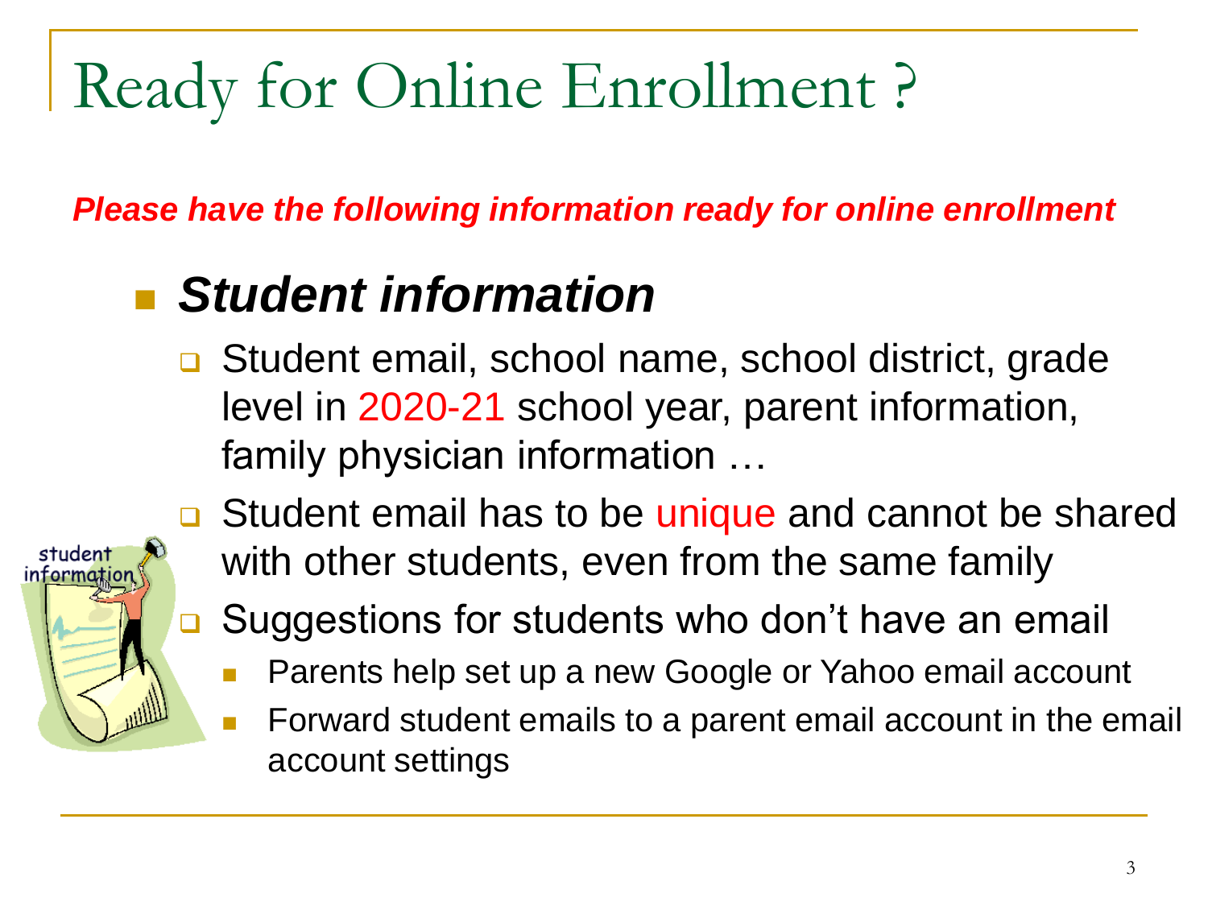# Ready for Online Enrollment ?

***Please have the following information ready for online enrollment***

- ***Student information***
  - Student email, school name, school district, grade level in 2020-21 school year, parent information, family physician information …
  - Student email has to be unique and cannot be shared with other students, even from the same family
  - Suggestions for students who don't have an email
    - Parents help set up a new Google or Yahoo email account
    - Forward student emails to a parent email account in the email account settings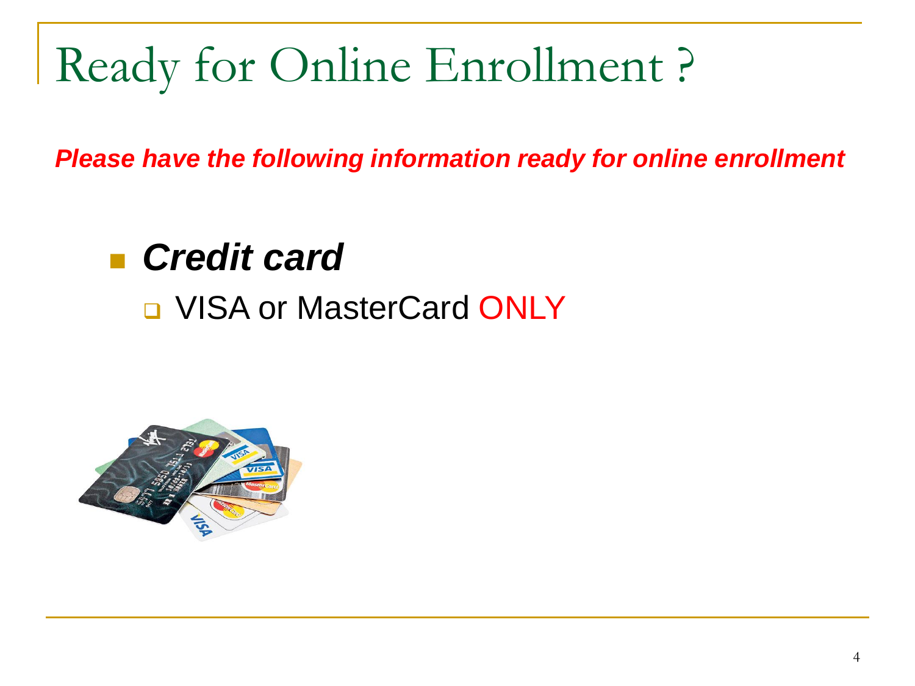# Ready for Online Enrollment ?

***Please have the following information ready for online enrollment***

- ***Credit card***
  - VISA or MasterCard ONLY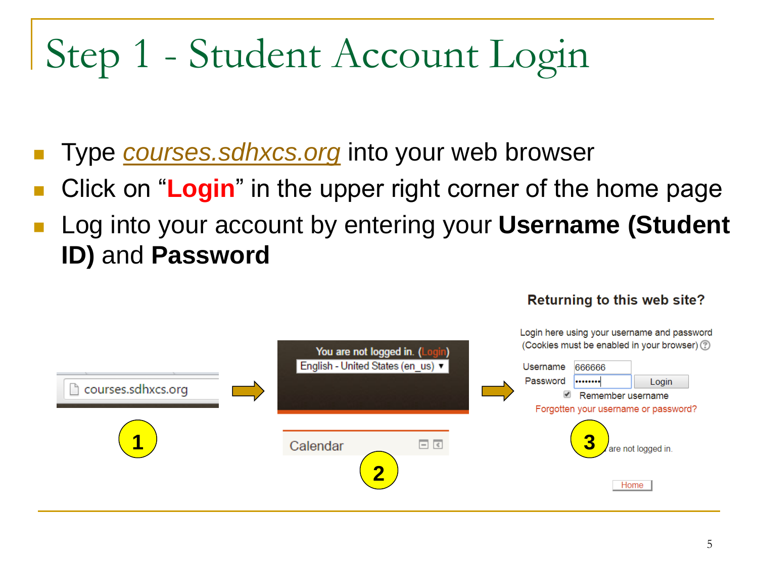# Step 1 - Student Account Login

- Type *courses.sdhxcs.org* into your web browser
- Click on "**Login**" in the upper right corner of the home page
- Log into your account by entering your **Username (Student ID)** and **Password**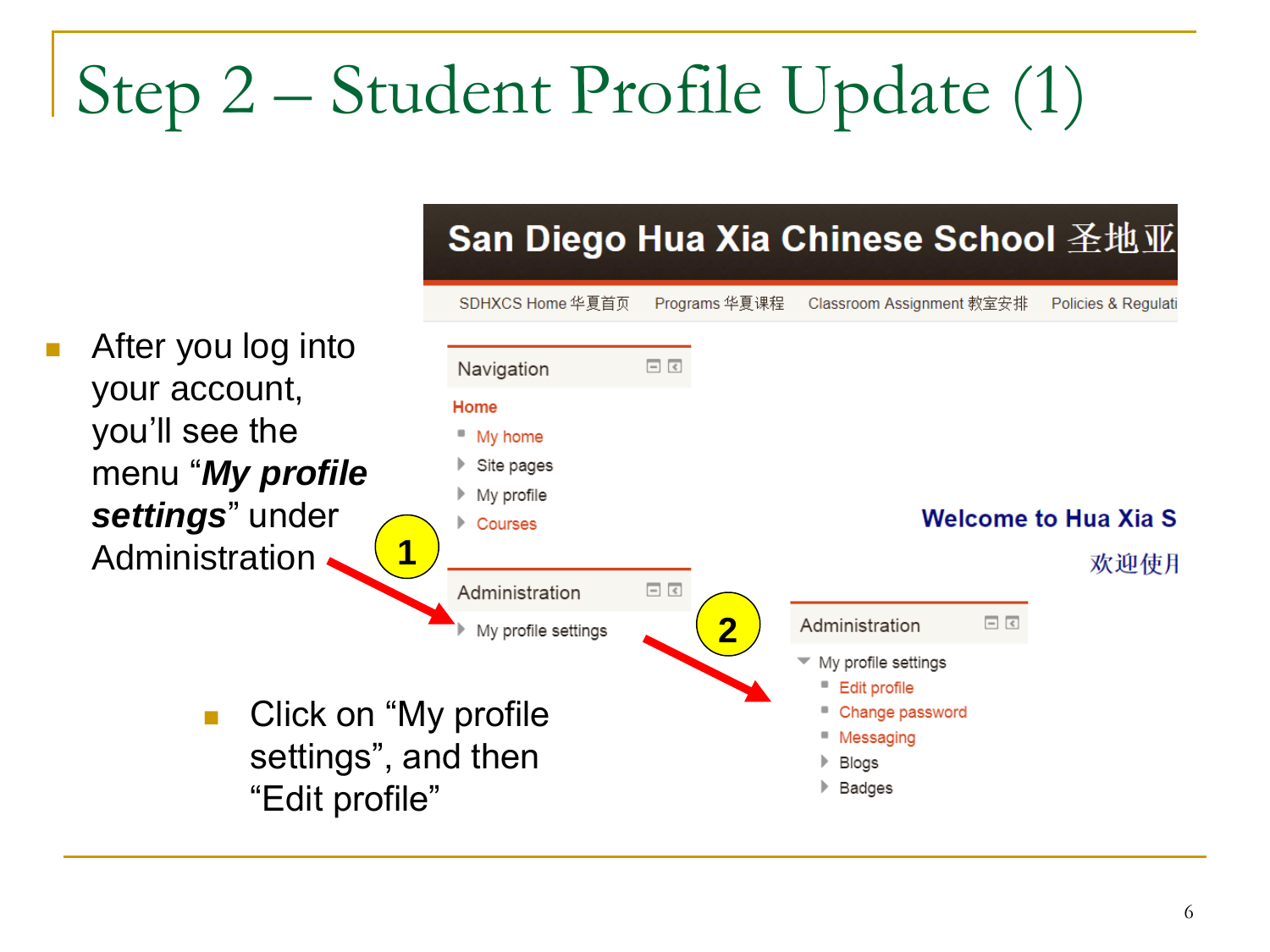# Step 2 – Student Profile Update (1)

- After you log into your account, you'll see the menu "***My profile settings***" under Administration

- Click on "My profile settings", and then "Edit profile"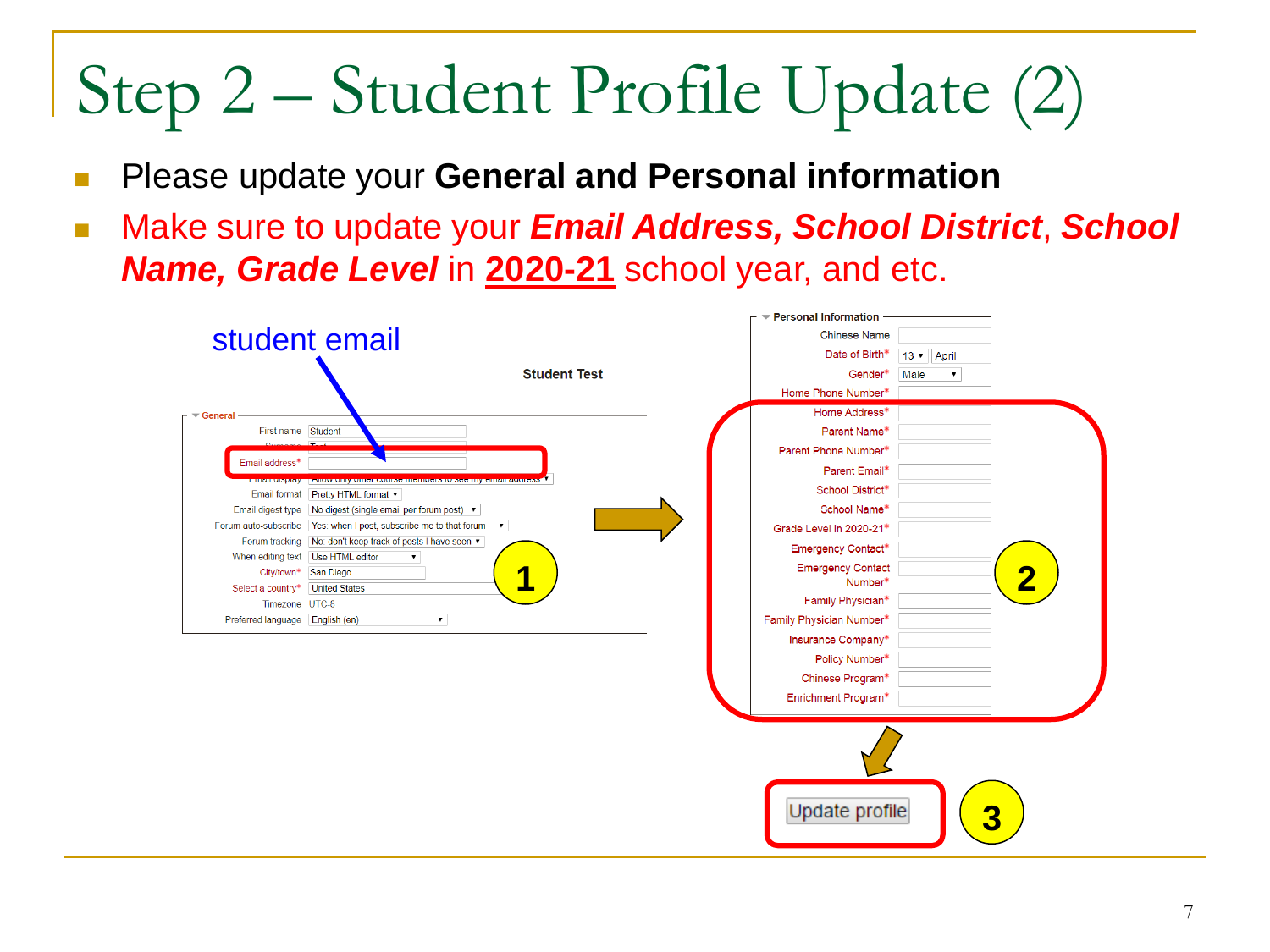# Step 2 – Student Profile Update (2)

- Please update your **General and Personal information**
- Make sure to update your ***Email Address, School District***, ***School Name, Grade Level*** in **2020-21** school year, and etc.

student email

Student Test

**General**

| | |
|---|---|
| First name | Student |
| Surname | Test |
| Email address* | |
| Email display | Allow only other course members to see my email address |
| Email format | Pretty HTML format |
| Email digest type | No digest (single email per forum post) |
| Forum auto-subscribe | Yes: when I post, subscribe me to that forum |
| Forum tracking | No: don't keep track of posts I have seen |
| When editing text | Use HTML editor |
| City/town* | San Diego |
| Select a country* | United States |
| Timezone | UTC-8 |
| Preferred language | English (en) |

1

**Personal Information**

| | |
|---|---|
| Chinese Name | |
| Date of Birth* | 13 April |
| Gender* | Male |
| Home Phone Number* | |
| Home Address* | |
| Parent Name* | |
| Parent Phone Number* | |
| Parent Email* | |
| School District* | |
| School Name* | |
| Grade Level in 2020-21* | |
| Emergency Contact* | |
| Emergency Contact Number* | |
| Family Physician* | |
| Family Physician Number* | |
| Insurance Company* | |
| Policy Number* | |
| Chinese Program* | |
| Enrichment Program* | |

2

Update profile

3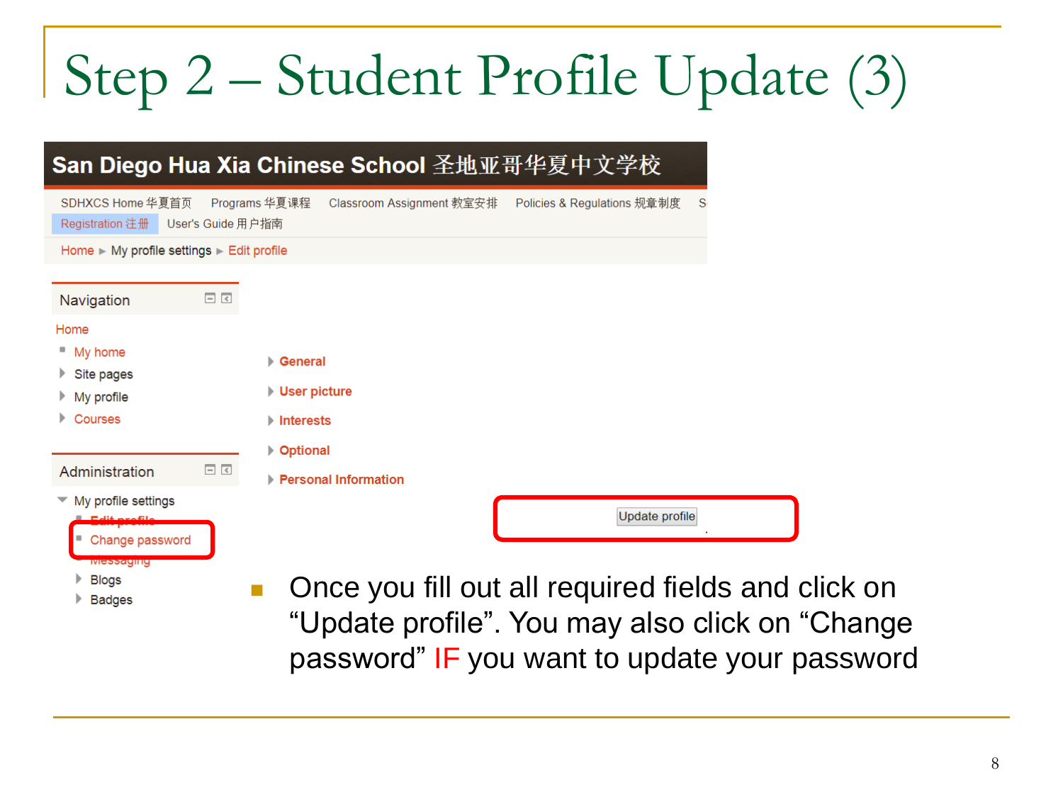# Step 2 – Student Profile Update (3)

San Diego Hua Xia Chinese School 圣地亚哥华夏中文学校

SDHXCS Home 华夏首页 | Programs 华夏课程 | Classroom Assignment 教室安排 | Policies & Regulations 规章制度 | Registration 注册 | User's Guide 用户指南

Home ► My profile settings ► Edit profile

**Navigation**

- Home
  - My home
  - Site pages
  - My profile
  - Courses

**Administration**

- My profile settings
  - Edit profile
  - Change password
  - Messaging
  - Blogs
  - Badges

- General
- User picture
- Interests
- Optional
- Personal Information

Update profile

- Once you fill out all required fields and click on “Update profile”. You may also click on “Change password” IF you want to update your password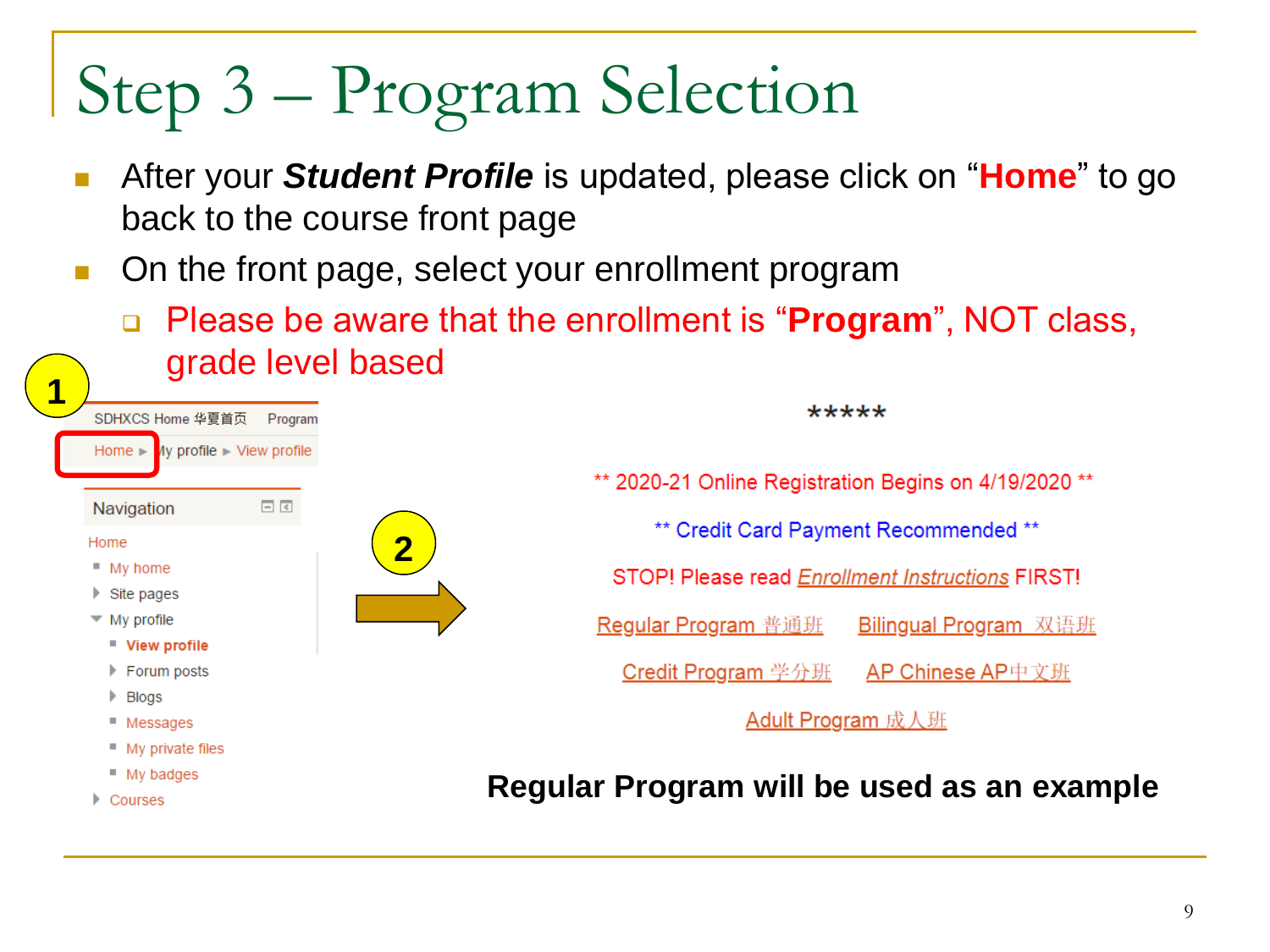# Step 3 – Program Selection

- After your ***Student Profile*** is updated, please click on "**Home**" to go back to the course front page
- On the front page, select your enrollment program
  - Please be aware that the enrollment is "**Program**", NOT class, grade level based

1

SDHXCS Home 华夏首页 Program

Home ▸ My profile ▸ View profile

Navigation

Home
- My home
- Site pages
- My profile
  - View profile
  - Forum posts
  - Blogs
  - Messages
  - My private files
  - My badges
- Courses

2

*****

** 2020-21 Online Registration Begins on 4/19/2020 **

** Credit Card Payment Recommended **

STOP! Please read *Enrollment Instructions* FIRST!

Regular Program 普通班 Bilingual Program 双语班

Credit Program 学分班 AP Chinese AP中文班

Adult Program 成人班

**Regular Program will be used as an example**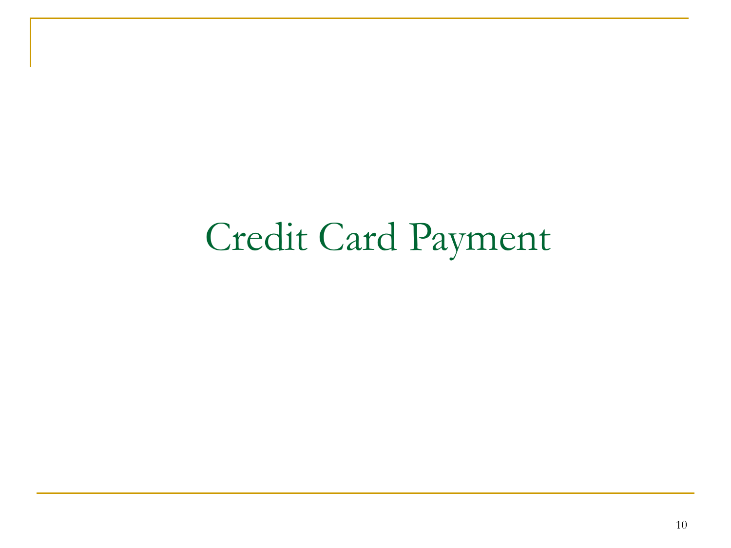# Credit Card Payment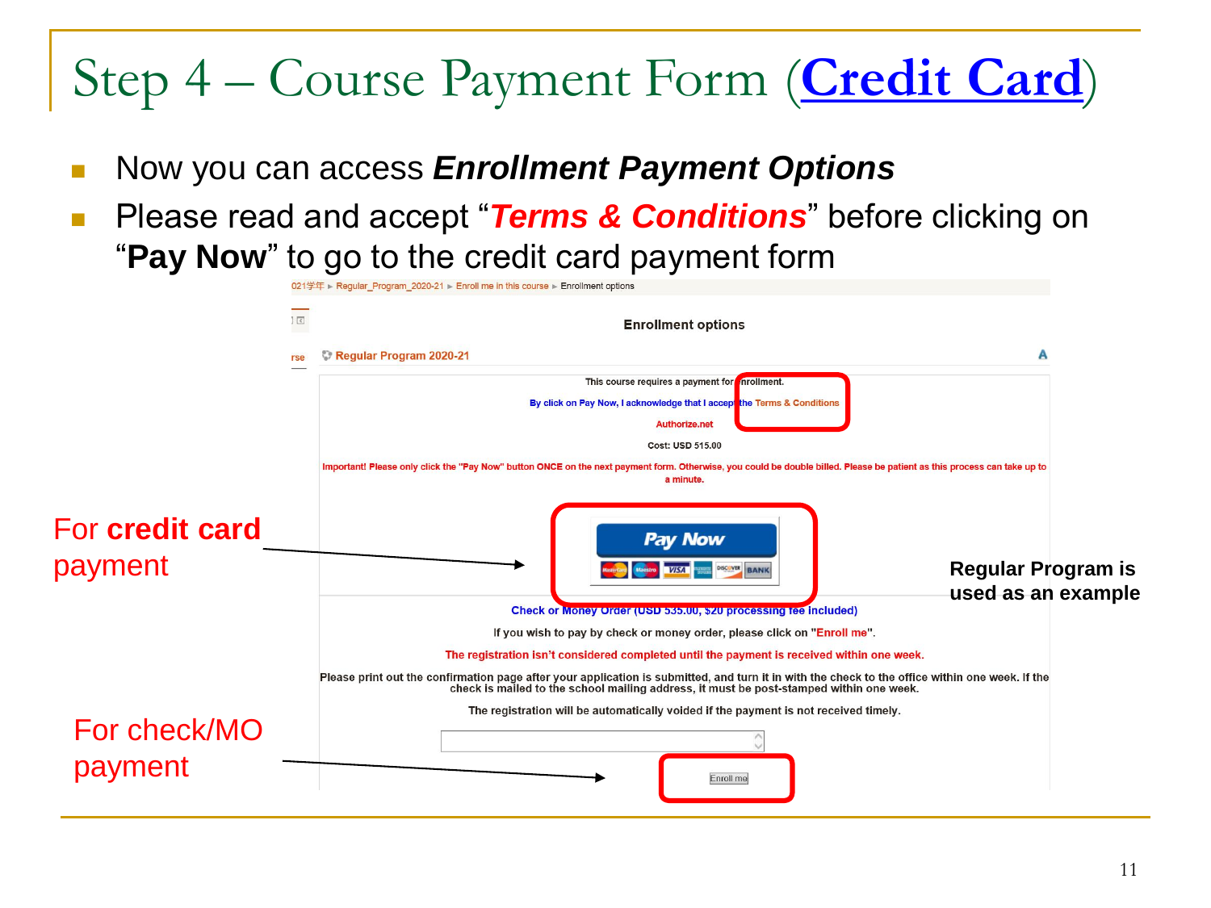# Step 4 – Course Payment Form (Credit Card)

- Now you can access ***Enrollment Payment Options***
- Please read and accept "***Terms & Conditions***" before clicking on "**Pay Now**" to go to the credit card payment form

021学年 ▸ Regular_Program_2020-21 ▸ Enroll me in this course ▸ Enrollment options

**Enrollment options**

**Regular Program 2020-21**

This course requires a payment for enrollment.

By click on Pay Now, I acknowledge that I accept the Terms & Conditions

Authorize.net

Cost: USD 515.00

Important! Please only click the "Pay Now" button ONCE on the next payment form. Otherwise, you could be double billed. Please be patient as this process can take up to a minute.

Pay Now

Check or Money Order (USD 535.00, $20 processing fee included)

If you wish to pay by check or money order, please click on "Enroll me".

The registration isn't considered completed until the payment is received within one week.

Please print out the confirmation page after your application is submitted, and turn it in with the check to the office within one week. If the check is mailed to the school mailing address, it must be post-stamped within one week.

The registration will be automatically voided if the payment is not received timely.

Enroll me

For **credit card** payment

For check/MO payment

**Regular Program is used as an example**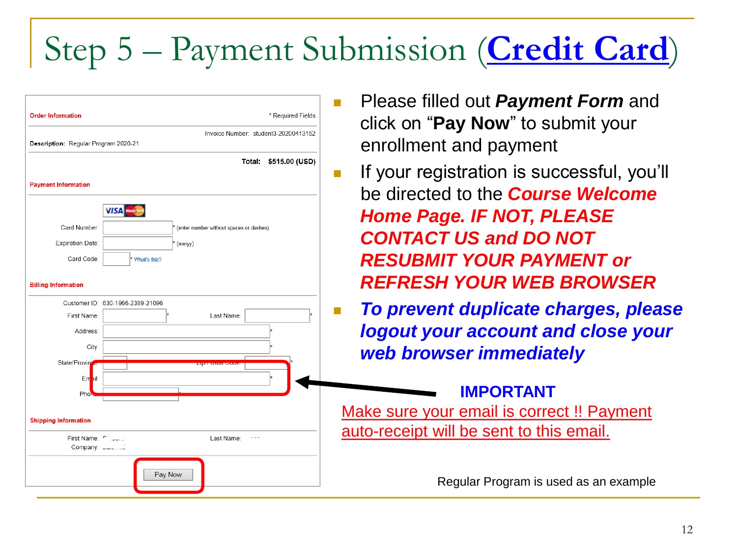# Step 5 – Payment Submission (Credit Card)

**Order Information** * Required Fields

Invoice Number: student3-20200413152

Description: Regular Program 2020-21

**Total: $515.00 (USD)**

**Payment Information**

VISA MasterCard

Card Number: * (enter number without spaces or dashes)

Expiration Date: * (mmyy)

Card Code: * What's this?

**Billing Information**

Customer ID: 630-1966-2389-21096

First Name: * Last Name: *

Address: *

City: *

State/Province: Zip/Postal Code: *

Email: *

Phone:

**Shipping Information**

First Name: Last Name:

Company:

Pay Now

- Please filled out ***Payment Form*** and click on "**Pay Now**" to submit your enrollment and payment
- If your registration is successful, you'll be directed to the ***Course Welcome Home Page. IF NOT, PLEASE CONTACT US and DO NOT RESUBMIT YOUR PAYMENT or REFRESH YOUR WEB BROWSER***
- ***To prevent duplicate charges, please logout your account and close your web browser immediately***

**IMPORTANT**

Make sure your email is correct !! Payment auto-receipt will be sent to this email.

Regular Program is used as an example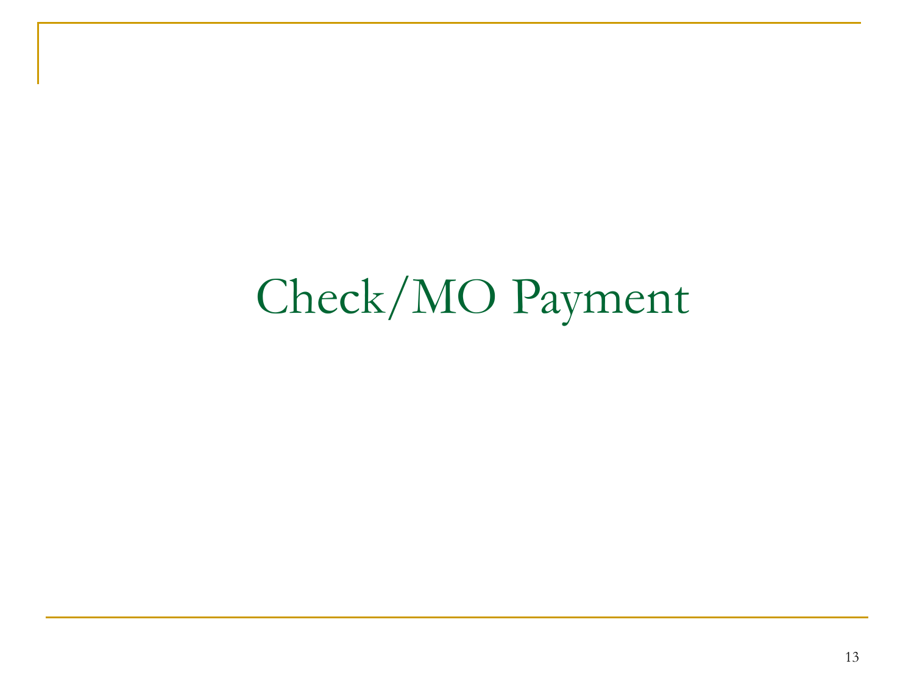# Check/MO Payment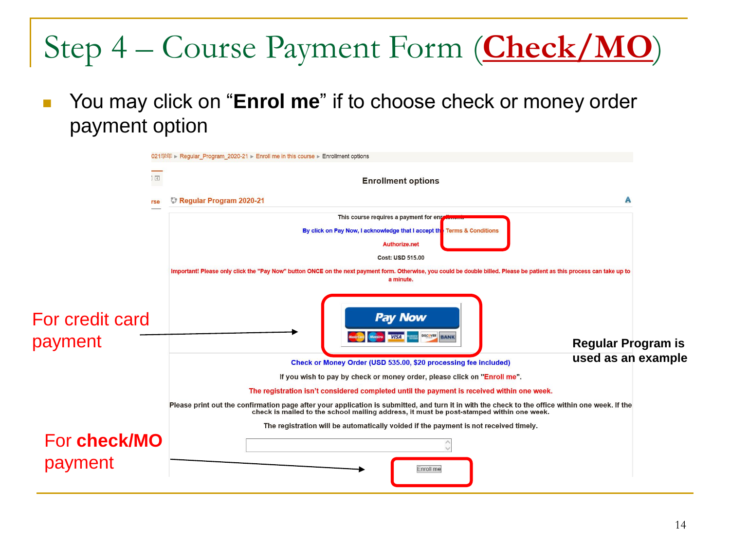# Step 4 – Course Payment Form (Check/MO)

- You may click on "**Enrol me**" if to choose check or money order payment option

021学年 ▸ Regular_Program_2020-21 ▸ Enroll me in this course ▸ Enrollment options

**Enrollment options**

**Regular Program 2020-21**

This course requires a payment for enrollment.

By click on Pay Now, I acknowledge that I accept the Terms & Conditions

Authorize.net

Cost: USD 515.00

Important! Please only click the "Pay Now" button ONCE on the next payment form. Otherwise, you could be double billed. Please be patient as this process can take up to a minute.

Pay Now

For credit card payment

**Regular Program is used as an example**

Check or Money Order (USD 535.00, $20 processing fee included)

If you wish to pay by check or money order, please click on "Enroll me".

The registration isn't considered completed until the payment is received within one week.

Please print out the confirmation page after your application is submitted, and turn it in with the check to the office within one week. If the check is mailed to the school mailing address, it must be post-stamped within one week.

The registration will be automatically voided if the payment is not received timely.

Enroll me

For **check/MO** payment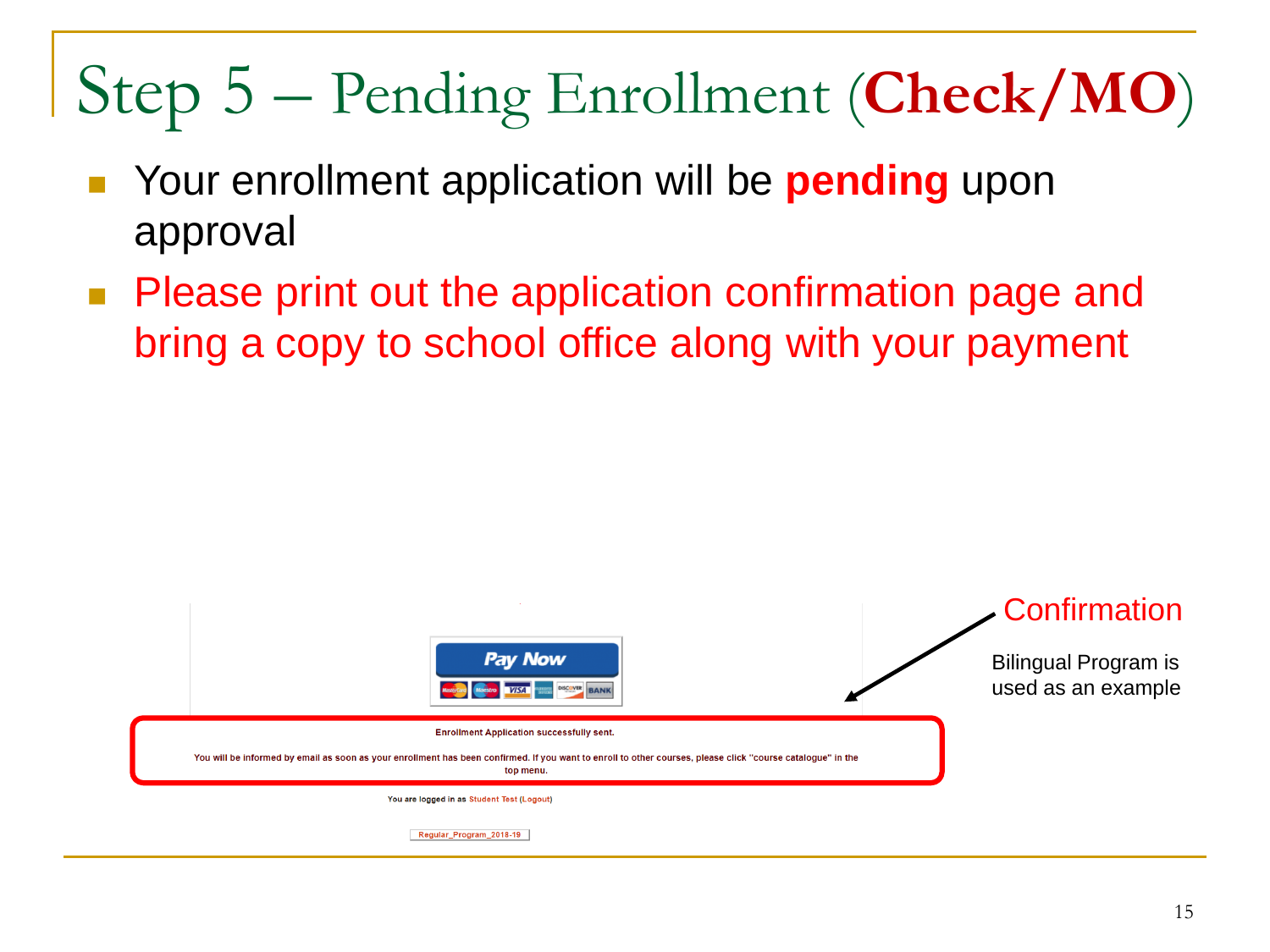# Step 5 – Pending Enrollment (**Check/MO**)

- Your enrollment application will be **pending** upon approval
- Please print out the application confirmation page and bring a copy to school office along with your payment

Pay Now

**Enrollment Application successfully sent.**

**You will be informed by email as soon as your enrollment has been confirmed. If you want to enroll to other courses, please click "course catalogue" in the top menu.**

You are logged in as Student Test (Logout)

Regular_Program_2018-19

Confirmation

Bilingual Program is used as an example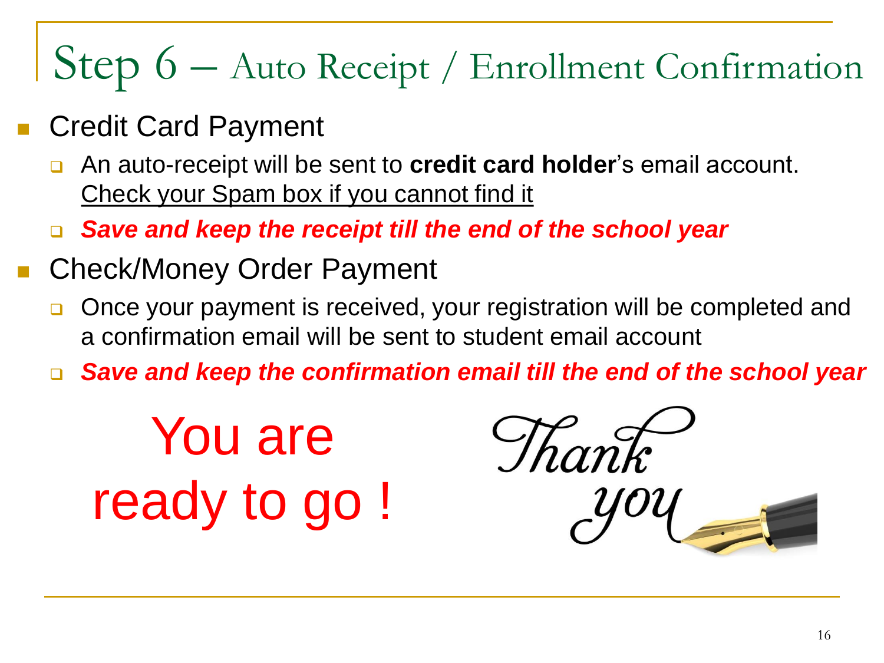# Step 6 – Auto Receipt / Enrollment Confirmation

- Credit Card Payment
  - An auto-receipt will be sent to **credit card holder**'s email account. Check your Spam box if you cannot find it
  - ***Save and keep the receipt till the end of the school year***
- Check/Money Order Payment
  - Once your payment is received, your registration will be completed and a confirmation email will be sent to student email account
  - ***Save and keep the confirmation email till the end of the school year***

You are ready to go !

Thank you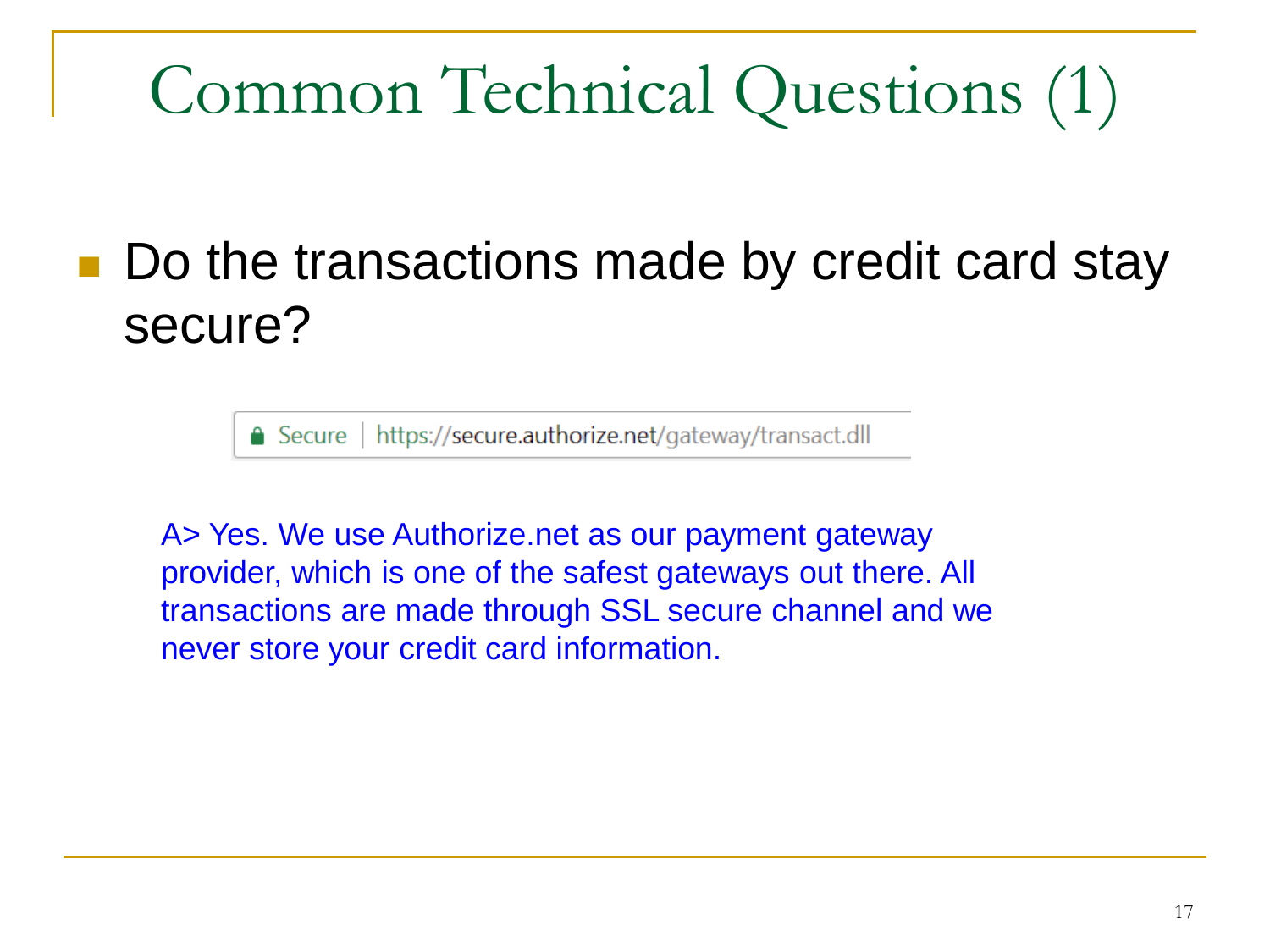# Common Technical Questions (1)

- Do the transactions made by credit card stay secure?

Secure | https://secure.authorize.net/gateway/transact.dll

A> Yes. We use Authorize.net as our payment gateway provider, which is one of the safest gateways out there. All transactions are made through SSL secure channel and we never store your credit card information.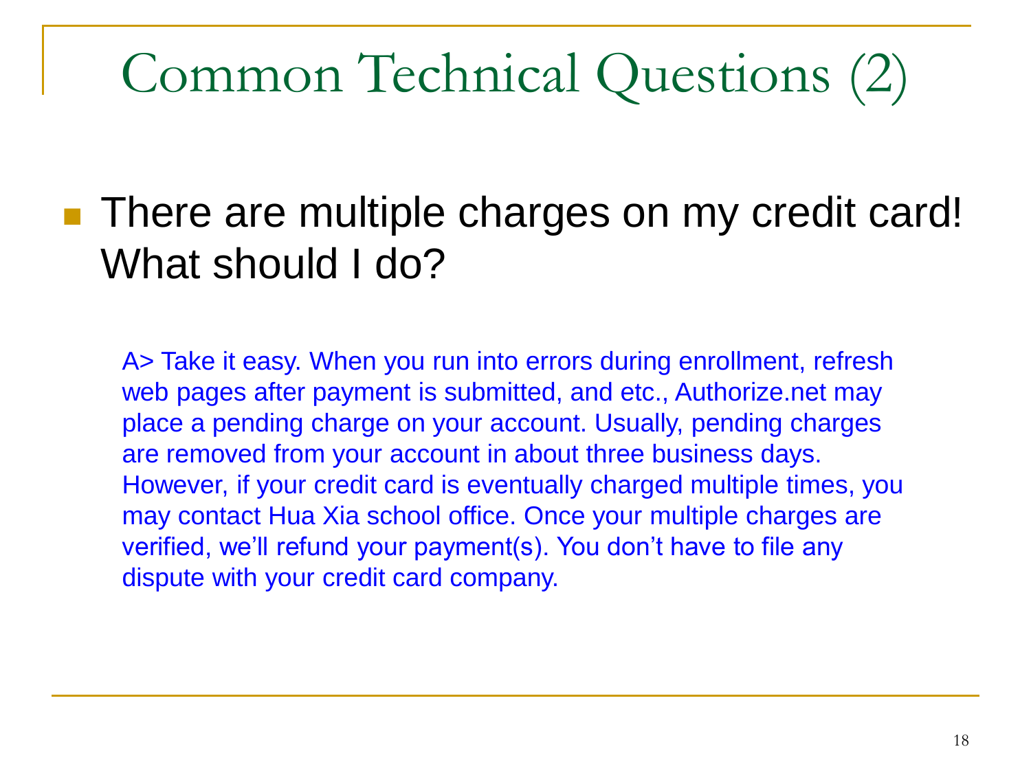# Common Technical Questions (2)

- There are multiple charges on my credit card! What should I do?

  A> Take it easy. When you run into errors during enrollment, refresh web pages after payment is submitted, and etc., Authorize.net may place a pending charge on your account. Usually, pending charges are removed from your account in about three business days. However, if your credit card is eventually charged multiple times, you may contact Hua Xia school office. Once your multiple charges are verified, we'll refund your payment(s). You don't have to file any dispute with your credit card company.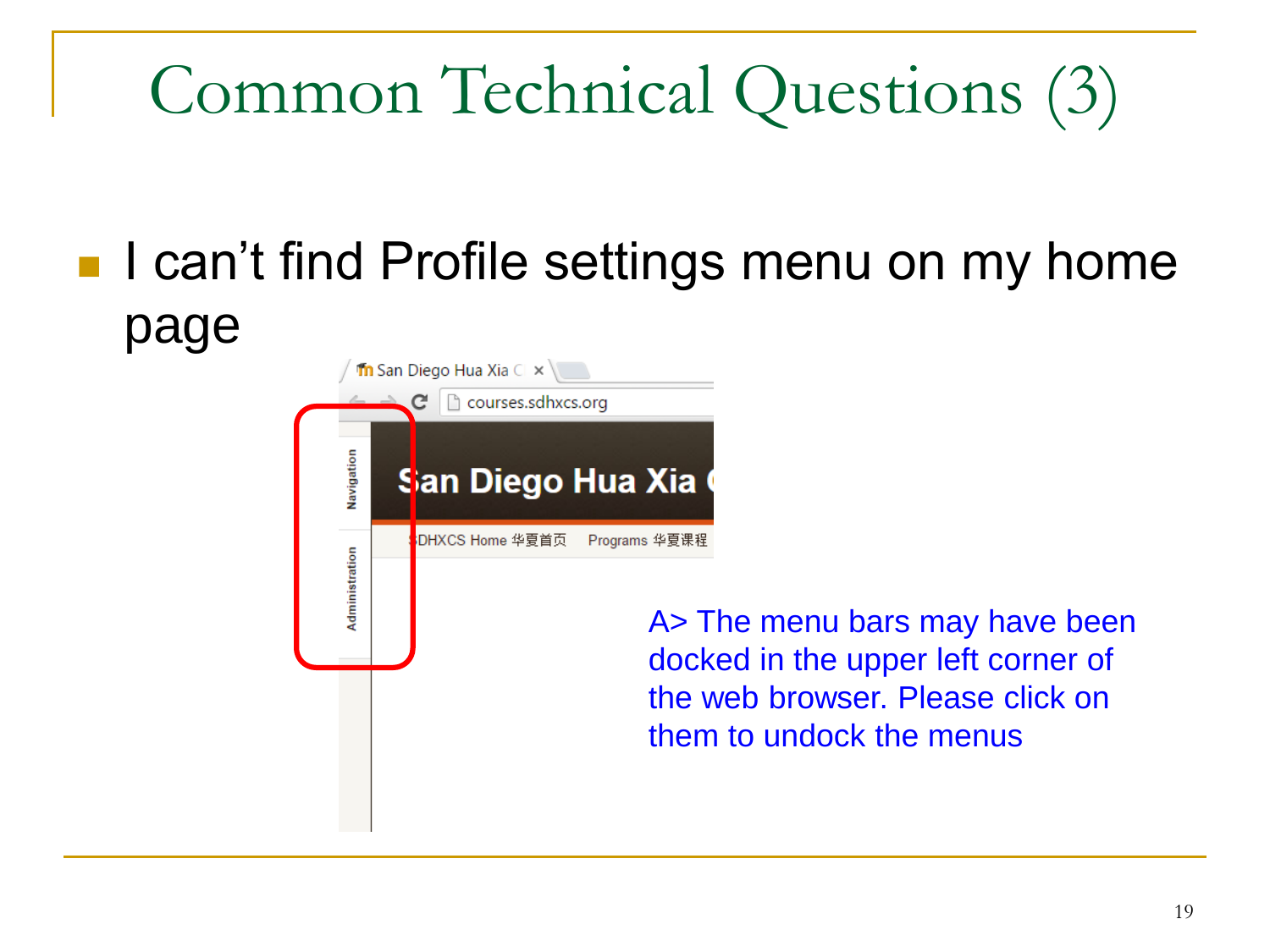# Common Technical Questions (3)

- I can't find Profile settings menu on my home page

A> The menu bars may have been docked in the upper left corner of the web browser. Please click on them to undock the menus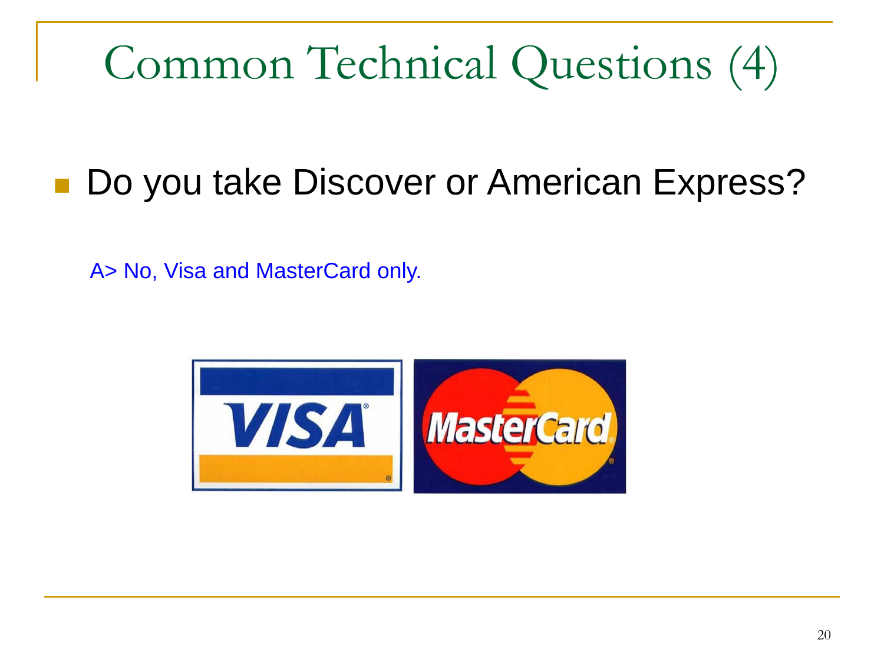# Common Technical Questions (4)

- Do you take Discover or American Express?

A> No, Visa and MasterCard only.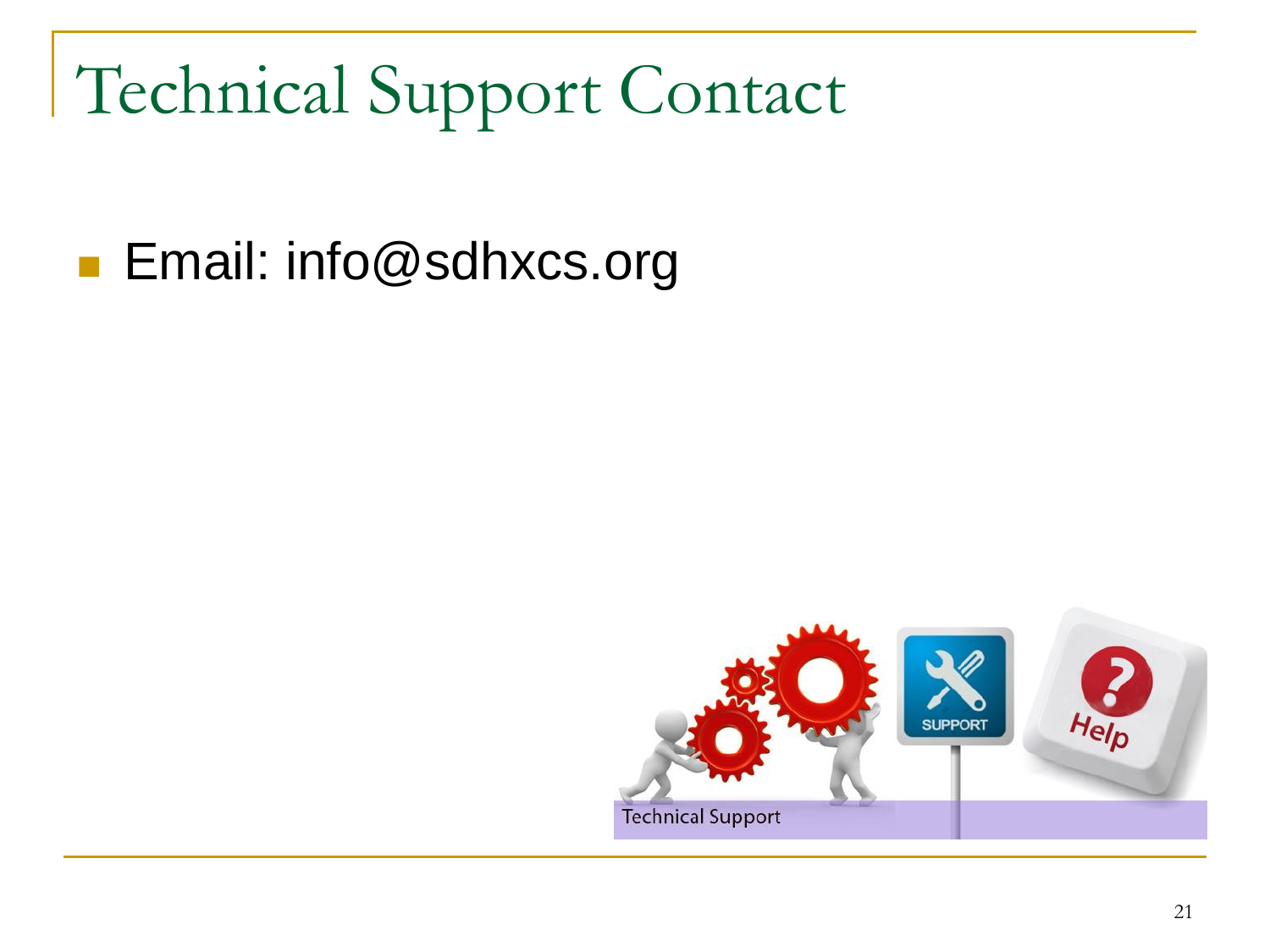# Technical Support Contact

- Email: info@sdhxcs.org